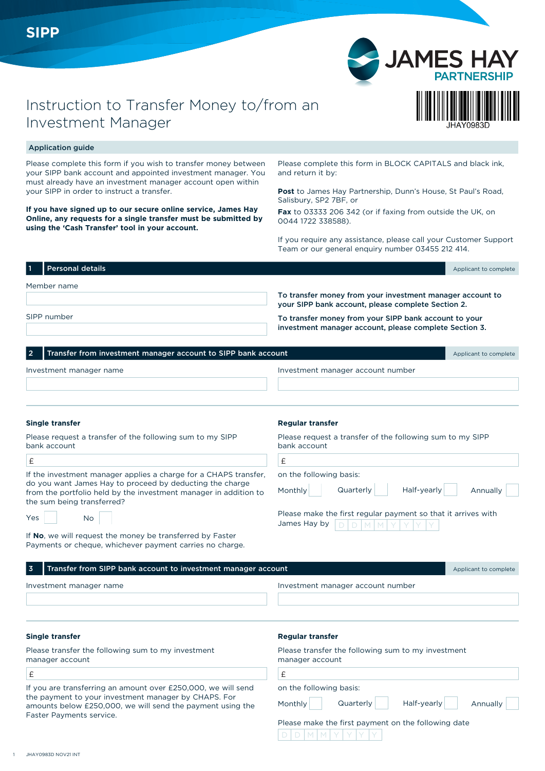SIPP

JAMES HAY PARTNERSHIP

JHAY0983D

# Instruction to Transfer Money to/from an Investment Manager

## Application guide

Please complete this form if you wish to transfer money between your SIPP bank account and appointed investment manager. You must already have an investment manager account open within your SIPP in order to instruct a transfer.

**If you have signed up to our secure online service, James Hay Online, any requests for a single transfer must be submitted by using the 'Cash Transfer' tool in your account.**

Please complete this form in BLOCK CAPITALS and black ink, and return it by:

**Post** to James Hay Partnership, Dunn's House, St Paul's Road, Salisbury, SP2 7BF, or

**Fax** to 03333 206 342 (or if faxing from outside the UK, on 0044 1722 338588).

If you require any assistance, please call your Customer Support Team or our general enquiry number 03455 212 414.

## 1 Personal details

Applicant to complete

Member name

SIPP number

**To transfer money from your investment manager account to your SIPP bank account, please complete Section 2.**

**To transfer money from your SIPP bank account to your investment manager account, please complete Section 3.**

## 2 Transfer from investment manager account to SIPP bank account

Applicant to complete

Investment manager name

Investment manager account number

### Single transfer

Please request a transfer of the following sum to my SIPP bank account

£

If the investment manager applies a charge for a CHAPS transfer, do you want James Hay to proceed by deducting the charge from the portfolio held by the investment manager in addition to the sum being transferred?

Yes ☐ No ☐

If **No**, we will request the money be transferred by Faster Payments or cheque, whichever payment carries no charge.

### Regular transfer

Please request a transfer of the following sum to my SIPP bank account

£

on the following basis:

Monthly ☐ Quarterly ☐ Half-yearly ☐ Annually ☐

Please make the first regular payment so that it arrives with James Hay by D D M M Y Y Y Y

## 3 Transfer from SIPP bank account to investment manager account

Applicant to complete

Investment manager name

Investment manager account number

### Single transfer

Please transfer the following sum to my investment manager account

£

If you are transferring an amount over £250,000, we will send the payment to your investment manager by CHAPS. For amounts below £250,000, we will send the payment using the Faster Payments service.

### Regular transfer

Please transfer the following sum to my investment manager account

£

on the following basis:

Monthly ☐ Quarterly ☐ Half-yearly ☐ Annually ☐

Please make the first payment on the following date

D D M M Y Y Y Y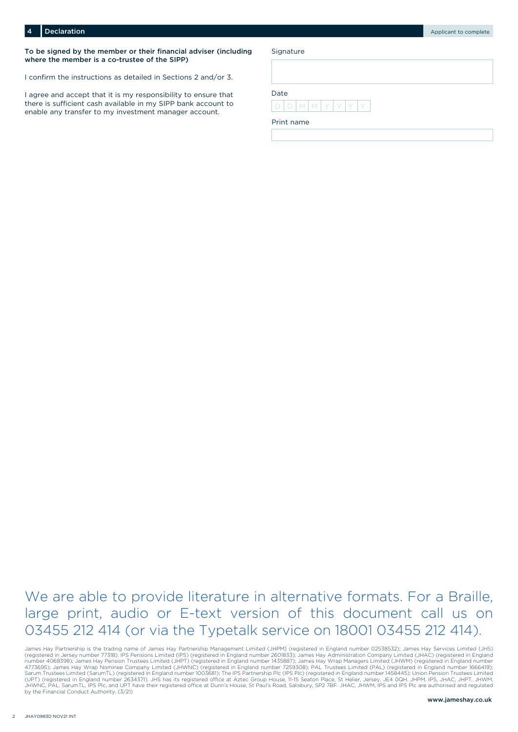## 4 Declaration

Applicant to complete

**To be signed by the member or their financial adviser (including where the member is a co-trustee of the SIPP)**

I confirm the instructions as detailed in Sections 2 and/or 3.

I agree and accept that it is my responsibility to ensure that there is sufficient cash available in my SIPP bank account to enable any transfer to my investment manager account.

Signature

Date

D D M M Y Y Y Y

Print name

We are able to provide literature in alternative formats. For a Braille, large print, audio or E-text version of this document call us on 03455 212 414 (or via the Typetalk service on 18001 03455 212 414).

James Hay Partnership is the trading name of James Hay Partnership Management Limited (JHPM) (registered in England number 02538532); James Hay Services Limited (JHS) (registered in Jersey number 77318); IPS Pensions Limited (IPS) (registered in England number 2601833); James Hay Administration Company Limited (JHAC) (registered in England number 4068398); James Hay Pension Trustees Limited (JHPT) (registered in England number 1435887); James Hay Wrap Managers Limited (JHWM) (registered in England number 4773695); James Hay Wrap Nominee Company Limited (JHWNC) (registered in England number 7259308); PAL Trustees Limited (PAL) (registered in England number 1666419); Sarum Trustees Limited (SarumTL) (registered in England number 1003681); The IPS Partnership Plc (IPS Plc) (registered in England number 1458445); Union Pension Trustees Limited (UPT) (registered in England number 2634371). JHS has its registered office at Aztec Group House, 11-15 Seaton Place, St Helier, Jersey, JE4 0QH. JHPM, IPS, JHAC, JHPT, JHWM, JHWNC, PAL, SarumTL, IPS Plc, and UPT have their registered office at Dunn's House, St Paul's Road, Salisbury, SP2 7BF. JHAC, JHWM, IPS and IPS Plc are authorised and regulated by the Financial Conduct Authority. (3/21)

www.jameshay.co.uk

JHAY0983D NOV21 INT